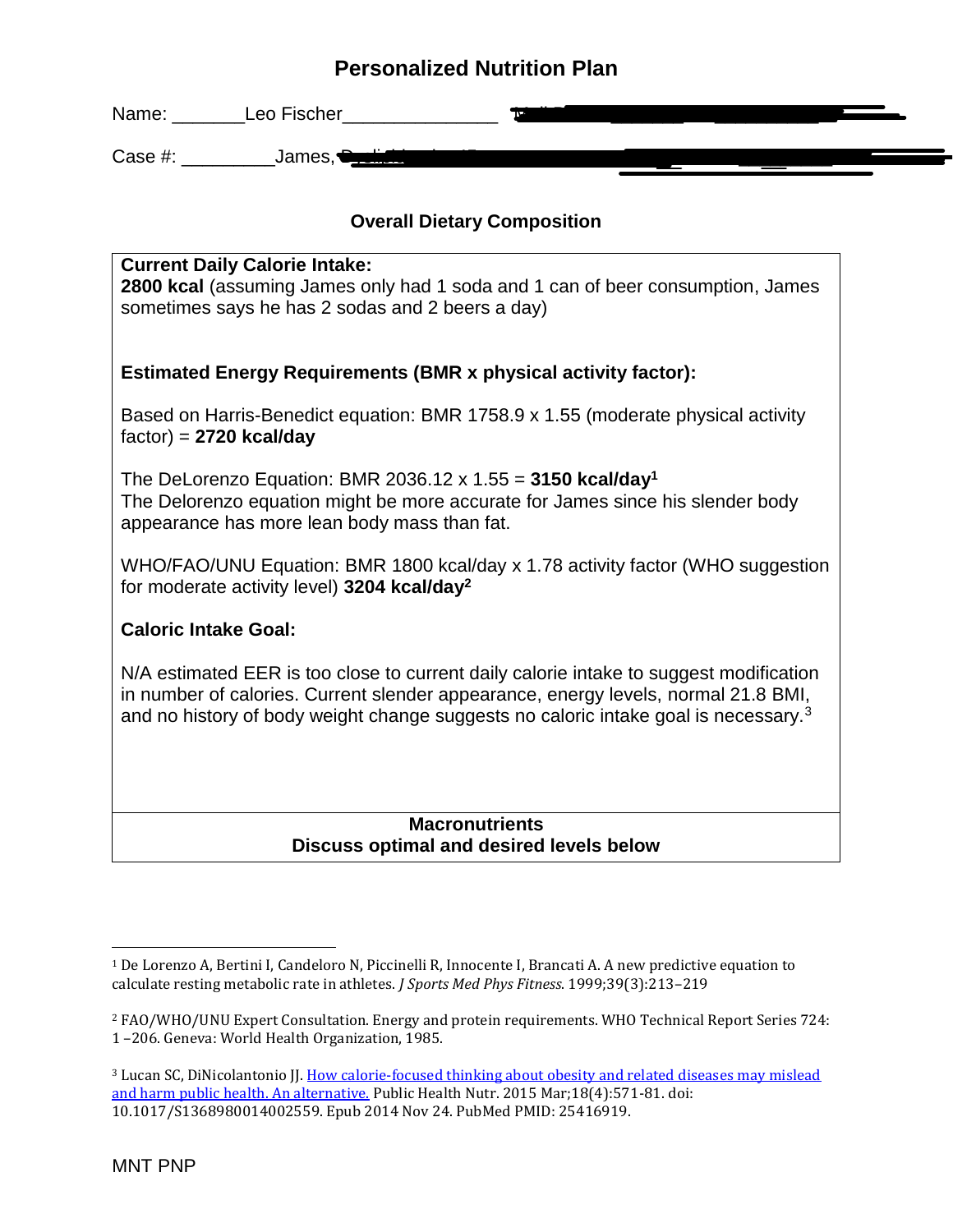# Personalized Nutrition Plan

Name: _______Leo Fischer_______________

Case #: _________James,

### Overall Dietary Composition

**Current Daily Calorie Intake:**
**2800 kcal** (assuming James only had 1 soda and 1 can of beer consumption, James sometimes says he has 2 sodas and 2 beers a day)

**Estimated Energy Requirements (BMR x physical activity factor):**

Based on Harris-Benedict equation: BMR 1758.9 x 1.55 (moderate physical activity factor) = **2720 kcal/day**

The DeLorenzo Equation: BMR 2036.12 x 1.55 = **3150 kcal/day**[1]
The Delorenzo equation might be more accurate for James since his slender body appearance has more lean body mass than fat.

WHO/FAO/UNU Equation: BMR 1800 kcal/day x 1.78 activity factor (WHO suggestion for moderate activity level) **3204 kcal/day**[2]

**Caloric Intake Goal:**

N/A estimated EER is too close to current daily calorie intake to suggest modification in number of calories. Current slender appearance, energy levels, normal 21.8 BMI, and no history of body weight change suggests no caloric intake goal is necessary.[3]

**Macronutrients**
**Discuss optimal and desired levels below**

---

[1] De Lorenzo A, Bertini I, Candeloro N, Piccinelli R, Innocente I, Brancati A. A new predictive equation to calculate resting metabolic rate in athletes. *J Sports Med Phys Fitness*. 1999;39(3):213–219

[2] FAO/WHO/UNU Expert Consultation. Energy and protein requirements. WHO Technical Report Series 724: 1 –206. Geneva: World Health Organization, 1985.

[3] Lucan SC, DiNicolantonio JJ. How calorie-focused thinking about obesity and related diseases may mislead and harm public health. An alternative. Public Health Nutr. 2015 Mar;18(4):571-81. doi: 10.1017/S1368980014002559. Epub 2014 Nov 24. PubMed PMID: 25416919.

MNT PNP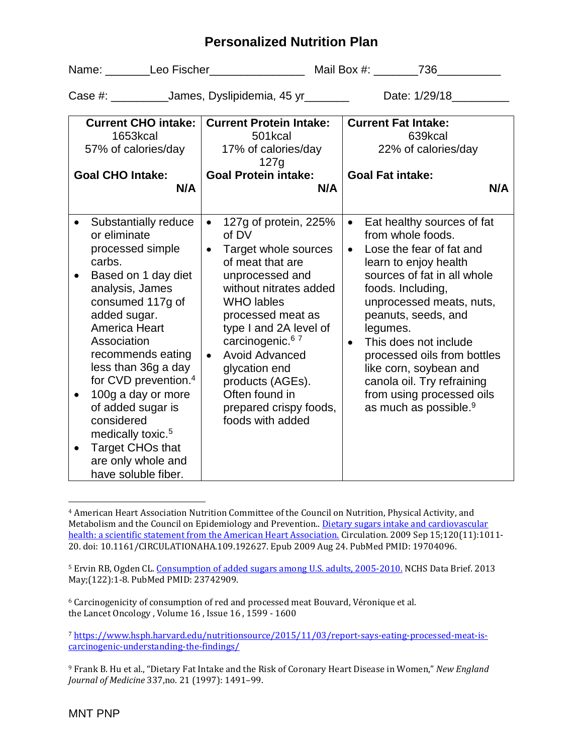# Personalized Nutrition Plan

Name: _______Leo Fischer_______________ Mail Box #: _______736__________

Case #: _________James, Dyslipidemia, 45 yr_______ Date: 1/29/18_________

| **Current CHO intake:** 1653kcal 57% of calories/day **Goal CHO Intake:** **N/A** | **Current Protein Intake:** 501kcal 17% of calories/day 127g **Goal Protein intake:** **N/A** | **Current Fat Intake:** 639kcal 22% of calories/day **Goal Fat intake:** **N/A** |
|---|---|---|
| • Substantially reduce or eliminate processed simple carbs.<br>• Based on 1 day diet analysis, James consumed 117g of added sugar. America Heart Association recommends eating less than 36g a day for CVD prevention.[4]<br>• 100g a day or more of added sugar is considered medically toxic.[5]<br>• Target CHOs that are only whole and have soluble fiber. | • 127g of protein, 225% of DV<br>• Target whole sources of meat that are unprocessed and without nitrates added WHO lables processed meat as type I and 2A level of carcinogenic.[6] [7]<br>• Avoid Advanced glycation end products (AGEs). Often found in prepared crispy foods, foods with added | • Eat healthy sources of fat from whole foods.<br>• Lose the fear of fat and learn to enjoy health sources of fat in all whole foods. Including, unprocessed meats, nuts, peanuts, seeds, and legumes.<br>• This does not include processed oils from bottles like corn, soybean and canola oil. Try refraining from using processed oils as much as possible.[9] |

---

[4] American Heart Association Nutrition Committee of the Council on Nutrition, Physical Activity, and Metabolism and the Council on Epidemiology and Prevention.. Dietary sugars intake and cardiovascular health: a scientific statement from the American Heart Association. Circulation. 2009 Sep 15;120(11):1011-20. doi: 10.1161/CIRCULATIONAHA.109.192627. Epub 2009 Aug 24. PubMed PMID: 19704096.

[5] Ervin RB, Ogden CL. Consumption of added sugars among U.S. adults, 2005-2010. NCHS Data Brief. 2013 May;(122):1-8. PubMed PMID: 23742909.

[6] Carcinogenicity of consumption of red and processed meat Bouvard, Véronique et al. the Lancet Oncology , Volume 16 , Issue 16 , 1599 - 1600

[7] https://www.hsph.harvard.edu/nutritionsource/2015/11/03/report-says-eating-processed-meat-is-carcinogenic-understanding-the-findings/

[9] Frank B. Hu et al., "Dietary Fat Intake and the Risk of Coronary Heart Disease in Women," *New England Journal of Medicine* 337,no. 21 (1997): 1491–99.

MNT PNP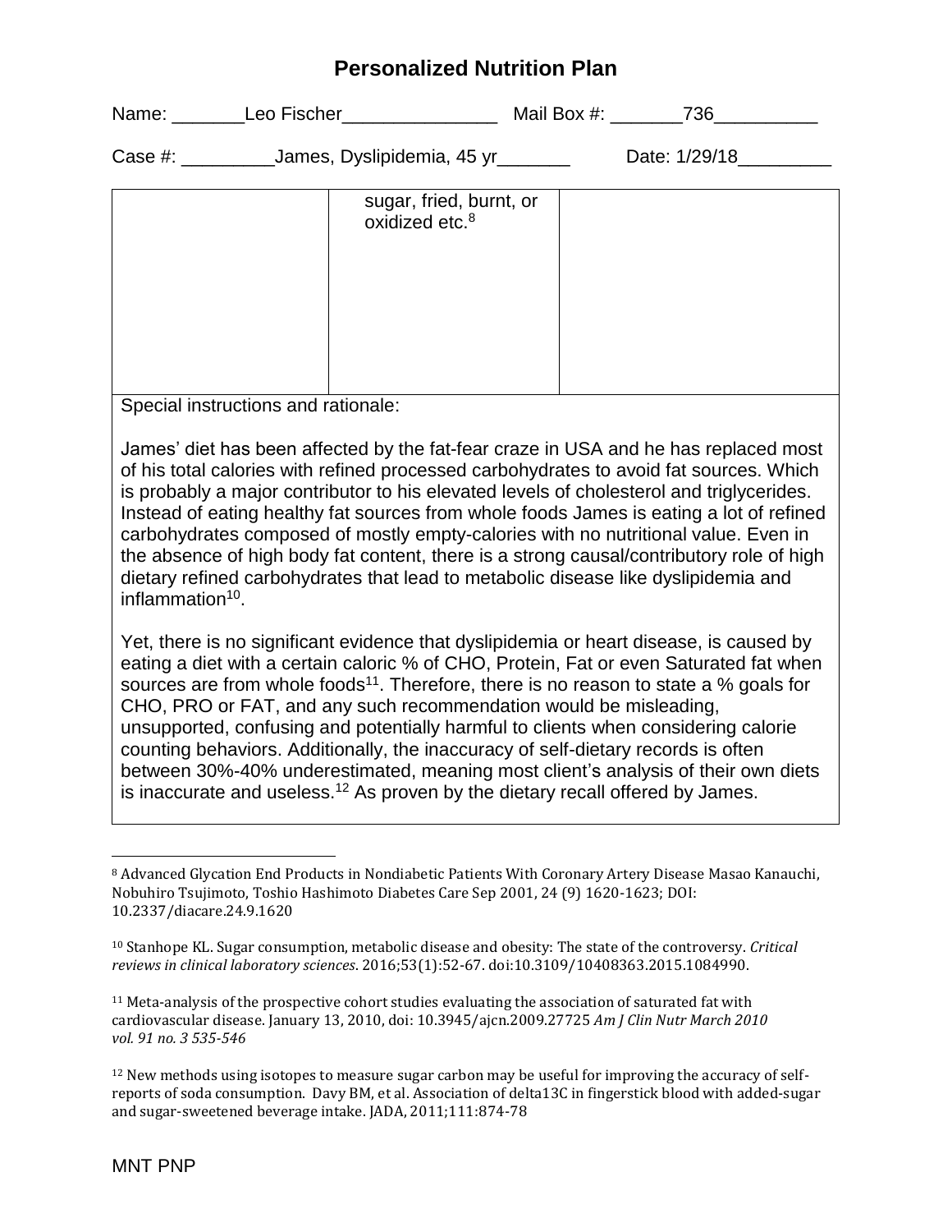# Personalized Nutrition Plan

Name: _______Leo Fischer_______________ Mail Box #: _______736__________

Case #: _________James, Dyslipidemia, 45 yr_______ Date: 1/29/18_________

| | | |
|---|---|---|
| | sugar, fried, burnt, or oxidized etc.[8] | |

Special instructions and rationale:

James' diet has been affected by the fat-fear craze in USA and he has replaced most of his total calories with refined processed carbohydrates to avoid fat sources. Which is probably a major contributor to his elevated levels of cholesterol and triglycerides. Instead of eating healthy fat sources from whole foods James is eating a lot of refined carbohydrates composed of mostly empty-calories with no nutritional value. Even in the absence of high body fat content, there is a strong causal/contributory role of high dietary refined carbohydrates that lead to metabolic disease like dyslipidemia and inflammation[10].

Yet, there is no significant evidence that dyslipidemia or heart disease, is caused by eating a diet with a certain caloric % of CHO, Protein, Fat or even Saturated fat when sources are from whole foods[11]. Therefore, there is no reason to state a % goals for CHO, PRO or FAT, and any such recommendation would be misleading, unsupported, confusing and potentially harmful to clients when considering calorie counting behaviors. Additionally, the inaccuracy of self-dietary records is often between 30%-40% underestimated, meaning most client's analysis of their own diets is inaccurate and useless.[12] As proven by the dietary recall offered by James.

---

[8] Advanced Glycation End Products in Nondiabetic Patients With Coronary Artery Disease Masao Kanauchi, Nobuhiro Tsujimoto, Toshio Hashimoto Diabetes Care Sep 2001, 24 (9) 1620-1623; DOI: 10.2337/diacare.24.9.1620

[10] Stanhope KL. Sugar consumption, metabolic disease and obesity: The state of the controversy. *Critical reviews in clinical laboratory sciences*. 2016;53(1):52-67. doi:10.3109/10408363.2015.1084990.

[11] Meta-analysis of the prospective cohort studies evaluating the association of saturated fat with cardiovascular disease. January 13, 2010, doi: 10.3945/ajcn.2009.27725 *Am J Clin Nutr March 2010 vol. 91 no. 3 535-546*

[12] New methods using isotopes to measure sugar carbon may be useful for improving the accuracy of self-reports of soda consumption. Davy BM, et al. Association of delta13C in fingerstick blood with added-sugar and sugar-sweetened beverage intake. JADA, 2011;111:874-78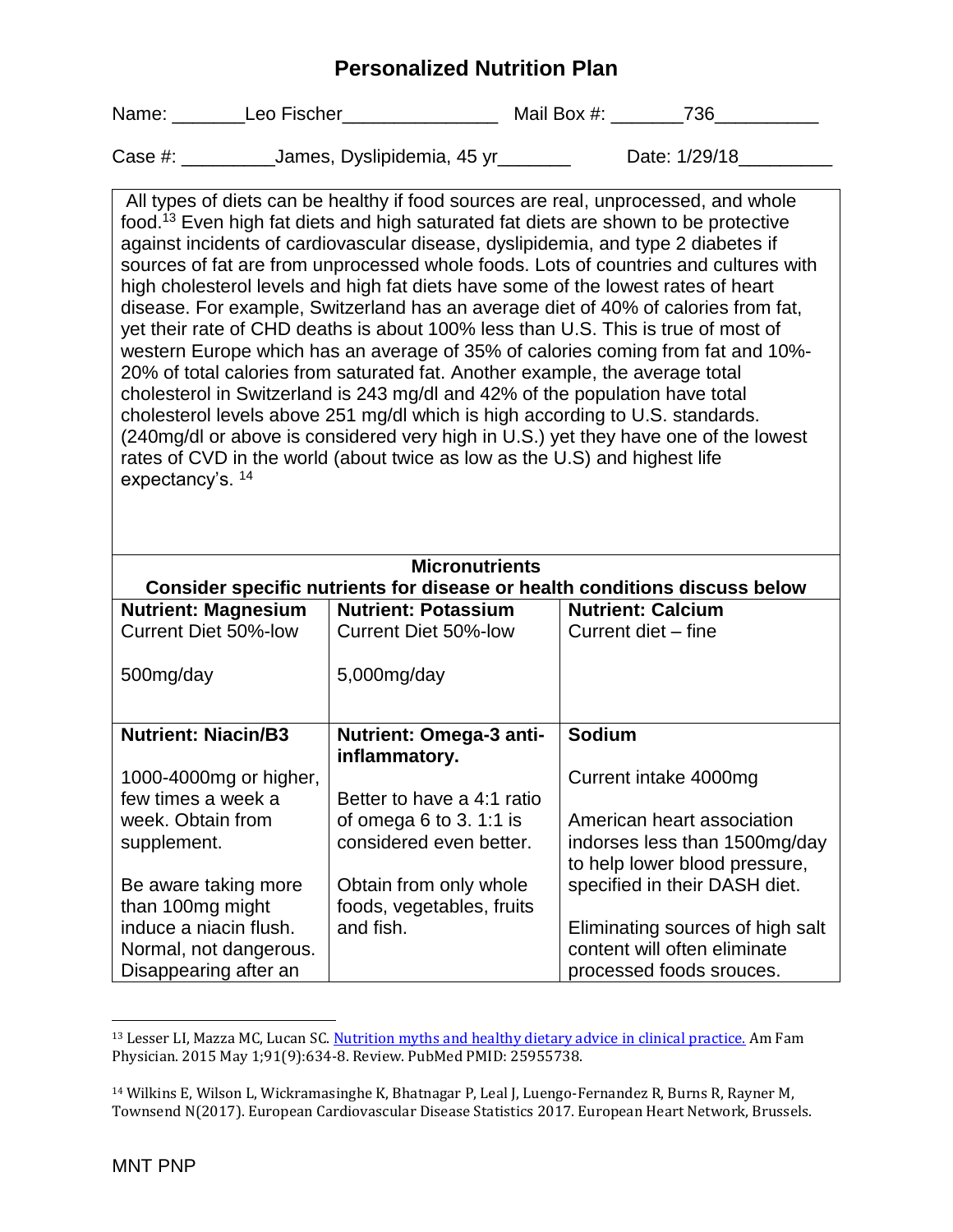# Personalized Nutrition Plan

Name: _______Leo Fischer_______________ Mail Box #: _______736__________

Case #: _________James, Dyslipidemia, 45 yr_______ Date: 1/29/18_________

All types of diets can be healthy if food sources are real, unprocessed, and whole food.[13] Even high fat diets and high saturated fat diets are shown to be protective against incidents of cardiovascular disease, dyslipidemia, and type 2 diabetes if sources of fat are from unprocessed whole foods. Lots of countries and cultures with high cholesterol levels and high fat diets have some of the lowest rates of heart disease. For example, Switzerland has an average diet of 40% of calories from fat, yet their rate of CHD deaths is about 100% less than U.S. This is true of most of western Europe which has an average of 35% of calories coming from fat and 10%-20% of total calories from saturated fat. Another example, the average total cholesterol in Switzerland is 243 mg/dl and 42% of the population have total cholesterol levels above 251 mg/dl which is high according to U.S. standards. (240mg/dl or above is considered very high in U.S.) yet they have one of the lowest rates of CVD in the world (about twice as low as the U.S) and highest life expectancy's. [14]

| **Micronutrients** **Consider specific nutrients for disease or health conditions discuss below** | | |
|---|---|---|
| **Nutrient: Magnesium** Current Diet 50%-low<br><br>500mg/day | **Nutrient: Potassium** Current Diet 50%-low<br><br>5,000mg/day | **Nutrient: Calcium** Current diet – fine |
| **Nutrient: Niacin/B3**<br><br>1000-4000mg or higher, few times a week a week. Obtain from supplement.<br><br>Be aware taking more than 100mg might induce a niacin flush. Normal, not dangerous. Disappearing after an | **Nutrient: Omega-3 anti-inflammatory.**<br><br>Better to have a 4:1 ratio of omega 6 to 3. 1:1 is considered even better.<br><br>Obtain from only whole foods, vegetables, fruits and fish. | **Sodium**<br><br>Current intake 4000mg<br><br>American heart association indorses less than 1500mg/day to help lower blood pressure, specified in their DASH diet.<br><br>Eliminating sources of high salt content will often eliminate processed foods srouces. |

[13] Lesser LI, Mazza MC, Lucan SC. Nutrition myths and healthy dietary advice in clinical practice. Am Fam Physician. 2015 May 1;91(9):634-8. Review. PubMed PMID: 25955738.

[14] Wilkins E, Wilson L, Wickramasinghe K, Bhatnagar P, Leal J, Luengo-Fernandez R, Burns R, Rayner M, Townsend N(2017). European Cardiovascular Disease Statistics 2017. European Heart Network, Brussels.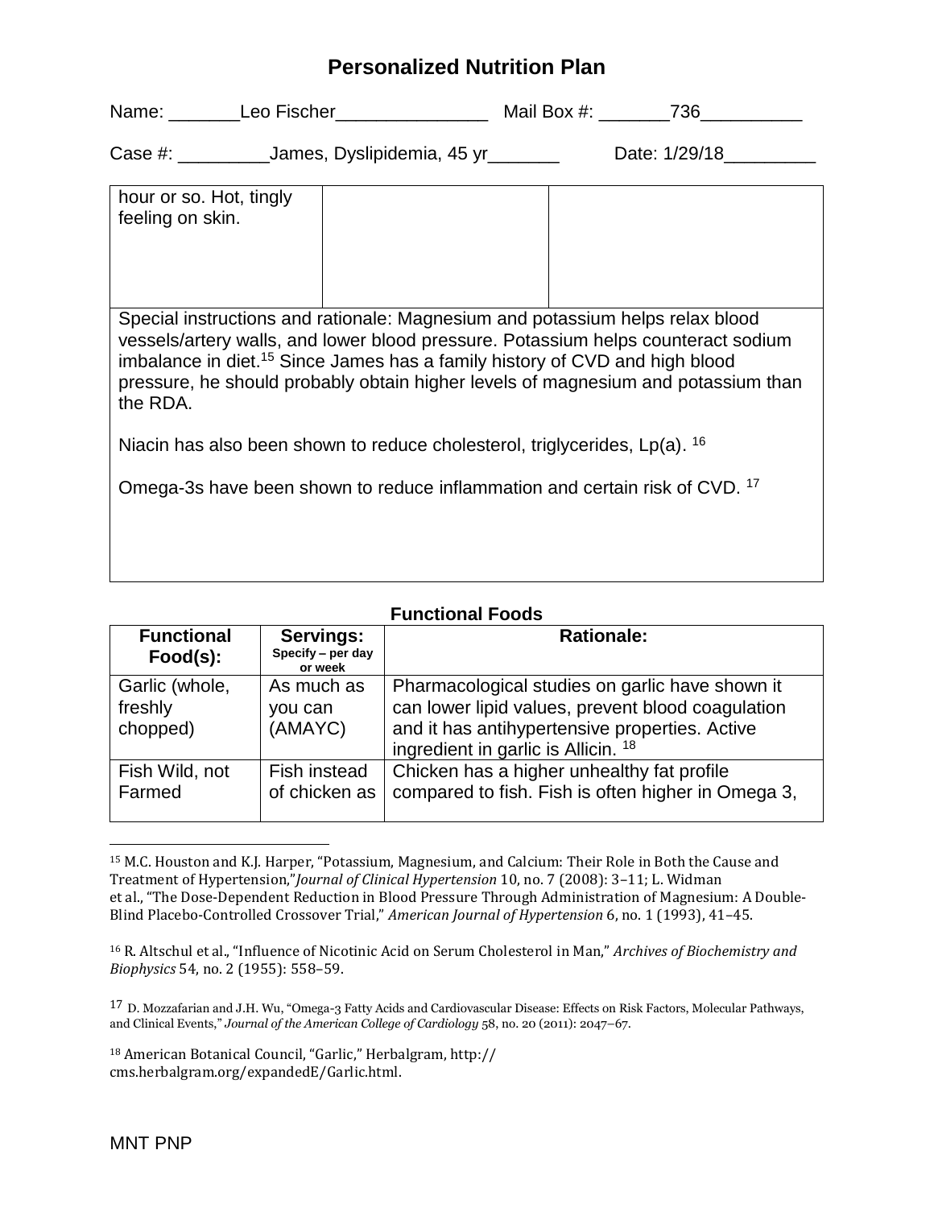# Personalized Nutrition Plan

Name: \_\_\_\_\_\_\_Leo Fischer\_\_\_\_\_\_\_\_\_\_\_\_\_\_\_ Mail Box #: \_\_\_\_\_\_\_736\_\_\_\_\_\_\_\_\_\_

Case #: \_\_\_\_\_\_\_\_\_James, Dyslipidemia, 45 yr\_\_\_\_\_\_\_ Date: 1/29/18\_\_\_\_\_\_\_\_\_

| | | |
|---|---|---|
| hour or so. Hot, tingly feeling on skin. | | |

Special instructions and rationale: Magnesium and potassium helps relax blood vessels/artery walls, and lower blood pressure. Potassium helps counteract sodium imbalance in diet.[15] Since James has a family history of CVD and high blood pressure, he should probably obtain higher levels of magnesium and potassium than the RDA.

Niacin has also been shown to reduce cholesterol, triglycerides, Lp(a). [16]

Omega-3s have been shown to reduce inflammation and certain risk of CVD. [17]

**Functional Foods**

| Functional Food(s): | Servings: Specify – per day or week | Rationale: |
|---|---|---|
| Garlic (whole, freshly chopped) | As much as you can (AMAYC) | Pharmacological studies on garlic have shown it can lower lipid values, prevent blood coagulation and it has antihypertensive properties. Active ingredient in garlic is Allicin. [18] |
| Fish Wild, not Farmed | Fish instead of chicken as | Chicken has a higher unhealthy fat profile compared to fish. Fish is often higher in Omega 3, |

[15] M.C. Houston and K.J. Harper, "Potassium, Magnesium, and Calcium: Their Role in Both the Cause and Treatment of Hypertension," *Journal of Clinical Hypertension* 10, no. 7 (2008): 3–11; L. Widman et al., "The Dose-Dependent Reduction in Blood Pressure Through Administration of Magnesium: A Double-Blind Placebo-Controlled Crossover Trial," *American Journal of Hypertension* 6, no. 1 (1993), 41–45.

[16] R. Altschul et al., "Influence of Nicotinic Acid on Serum Cholesterol in Man," *Archives of Biochemistry and Biophysics* 54, no. 2 (1955): 558–59.

[17] D. Mozzafarian and J.H. Wu, "Omega-3 Fatty Acids and Cardiovascular Disease: Effects on Risk Factors, Molecular Pathways, and Clinical Events," *Journal of the American College of Cardiology* 58, no. 20 (2011): 2047–67.

[18] American Botanical Council, "Garlic," Herbalgram, http://cms.herbalgram.org/expandedE/Garlic.html.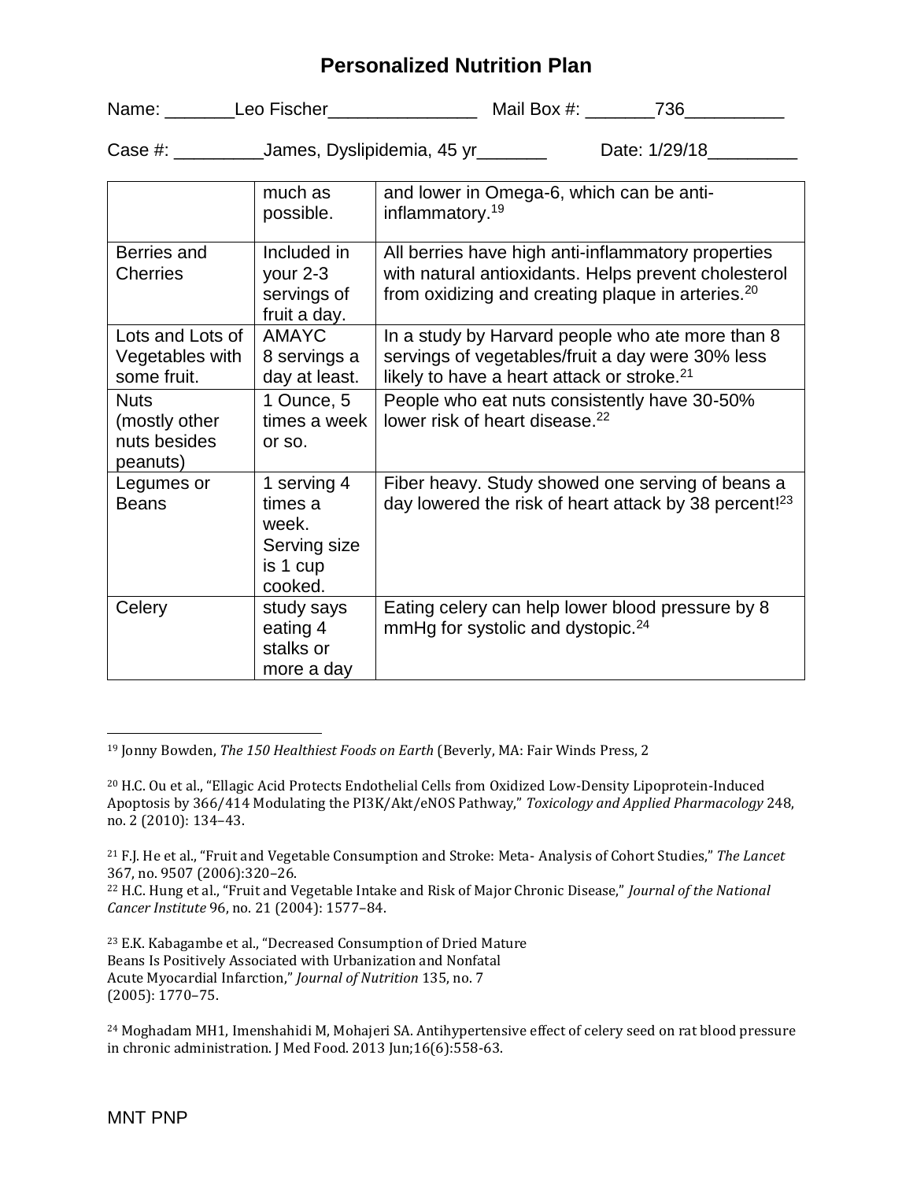# Personalized Nutrition Plan

Name: \_\_\_\_\_\_\_Leo Fischer\_\_\_\_\_\_\_\_\_\_\_\_\_\_\_ Mail Box #: \_\_\_\_\_\_\_736\_\_\_\_\_\_\_\_\_\_

Case #: \_\_\_\_\_\_\_\_\_James, Dyslipidemia, 45 yr\_\_\_\_\_\_\_ Date: 1/29/18\_\_\_\_\_\_\_\_\_

| | | |
|---|---|---|
| | much as possible. | and lower in Omega-6, which can be anti-inflammatory.[19] |
| Berries and Cherries | Included in your 2-3 servings of fruit a day. | All berries have high anti-inflammatory properties with natural antioxidants. Helps prevent cholesterol from oxidizing and creating plaque in arteries.[20] |
| Lots and Lots of Vegetables with some fruit. | AMAYC 8 servings a day at least. | In a study by Harvard people who ate more than 8 servings of vegetables/fruit a day were 30% less likely to have a heart attack or stroke.[21] |
| Nuts (mostly other nuts besides peanuts) | 1 Ounce, 5 times a week or so. | People who eat nuts consistently have 30-50% lower risk of heart disease.[22] |
| Legumes or Beans | 1 serving 4 times a week. Serving size is 1 cup cooked. | Fiber heavy. Study showed one serving of beans a day lowered the risk of heart attack by 38 percent![23] |
| Celery | study says eating 4 stalks or more a day | Eating celery can help lower blood pressure by 8 mmHg for systolic and dystopic.[24] |

[19] Jonny Bowden, *The 150 Healthiest Foods on Earth* (Beverly, MA: Fair Winds Press, 2

[20] H.C. Ou et al., "Ellagic Acid Protects Endothelial Cells from Oxidized Low-Density Lipoprotein-Induced Apoptosis by 366/414 Modulating the PI3K/Akt/eNOS Pathway," *Toxicology and Applied Pharmacology* 248, no. 2 (2010): 134–43.

[21] F.J. He et al., "Fruit and Vegetable Consumption and Stroke: Meta- Analysis of Cohort Studies," *The Lancet* 367, no. 9507 (2006):320–26.

[22] H.C. Hung et al., "Fruit and Vegetable Intake and Risk of Major Chronic Disease," *Journal of the National Cancer Institute* 96, no. 21 (2004): 1577–84.

[23] E.K. Kabagambe et al., "Decreased Consumption of Dried Mature Beans Is Positively Associated with Urbanization and Nonfatal Acute Myocardial Infarction," *Journal of Nutrition* 135, no. 7 (2005): 1770–75.

[24] Moghadam MH1, Imenshahidi M, Mohajeri SA. Antihypertensive effect of celery seed on rat blood pressure in chronic administration. J Med Food. 2013 Jun;16(6):558-63.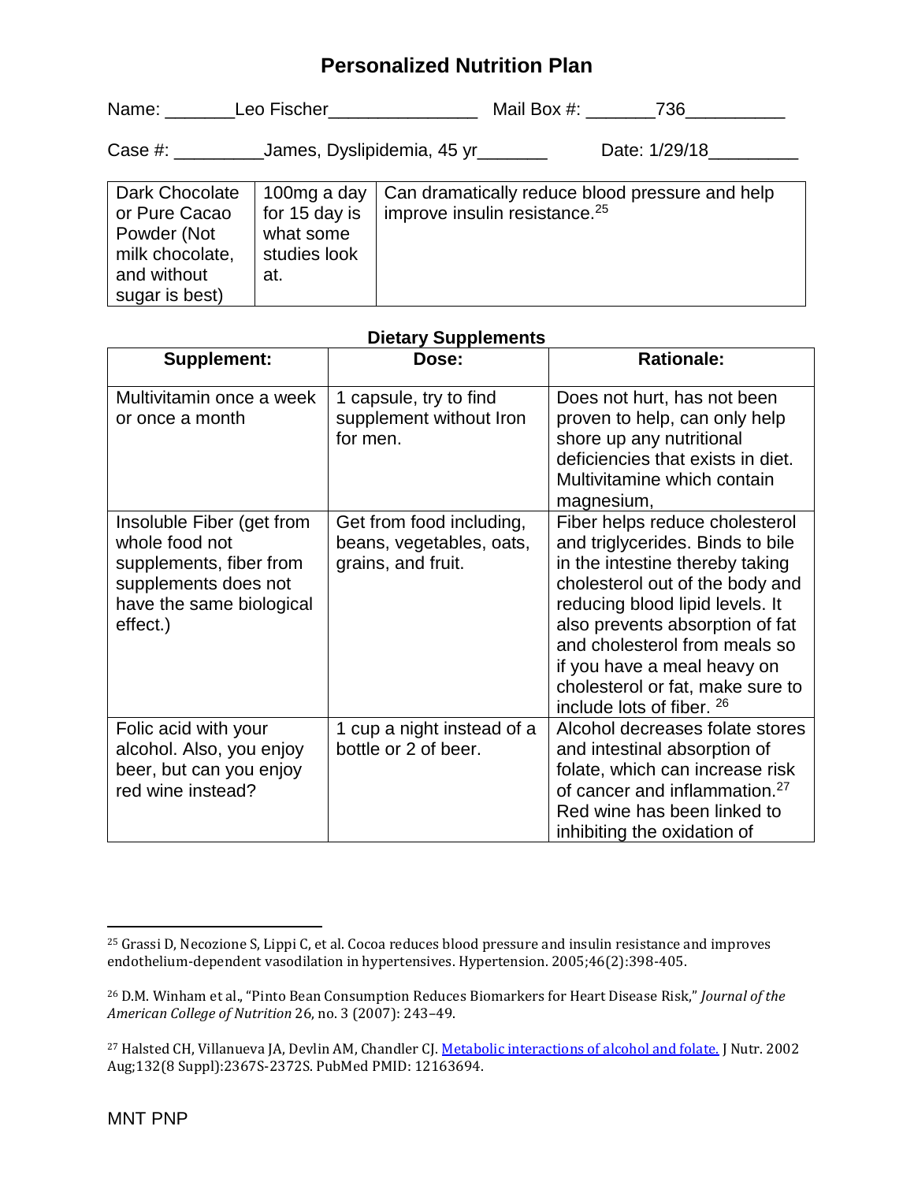# Personalized Nutrition Plan

Name: \_\_\_\_\_\_\_Leo Fischer\_\_\_\_\_\_\_\_\_\_\_\_\_\_\_ Mail Box #: \_\_\_\_\_\_\_736\_\_\_\_\_\_\_\_\_\_

Case #: \_\_\_\_\_\_\_\_\_James, Dyslipidemia, 45 yr\_\_\_\_\_\_\_ Date: 1/29/18\_\_\_\_\_\_\_\_\_

| Dark Chocolate or Pure Cacao Powder (Not milk chocolate, and without sugar is best) | 100mg a day for 15 day is what some studies look at. | Can dramatically reduce blood pressure and help improve insulin resistance.[25] |
|---|---|---|

**Dietary Supplements**

| Supplement: | Dose: | Rationale: |
|---|---|---|
| Multivitamin once a week or once a month | 1 capsule, try to find supplement without Iron for men. | Does not hurt, has not been proven to help, can only help shore up any nutritional deficiencies that exists in diet. Multivitamine which contain magnesium, |
| Insoluble Fiber (get from whole food not supplements, fiber from supplements does not have the same biological effect.) | Get from food including, beans, vegetables, oats, grains, and fruit. | Fiber helps reduce cholesterol and triglycerides. Binds to bile in the intestine thereby taking cholesterol out of the body and reducing blood lipid levels. It also prevents absorption of fat and cholesterol from meals so if you have a meal heavy on cholesterol or fat, make sure to include lots of fiber. [26] |
| Folic acid with your alcohol. Also, you enjoy beer, but can you enjoy red wine instead? | 1 cup a night instead of a bottle or 2 of beer. | Alcohol decreases folate stores and intestinal absorption of folate, which can increase risk of cancer and inflammation.[27] Red wine has been linked to inhibiting the oxidation of |

---

[25] Grassi D, Necozione S, Lippi C, et al. Cocoa reduces blood pressure and insulin resistance and improves endothelium-dependent vasodilation in hypertensives. Hypertension. 2005;46(2):398-405.

[26] D.M. Winham et al., "Pinto Bean Consumption Reduces Biomarkers for Heart Disease Risk," *Journal of the American College of Nutrition* 26, no. 3 (2007): 243–49.

[27] Halsted CH, Villanueva JA, Devlin AM, Chandler CJ. Metabolic interactions of alcohol and folate. J Nutr. 2002 Aug;132(8 Suppl):2367S-2372S. PubMed PMID: 12163694.

MNT PNP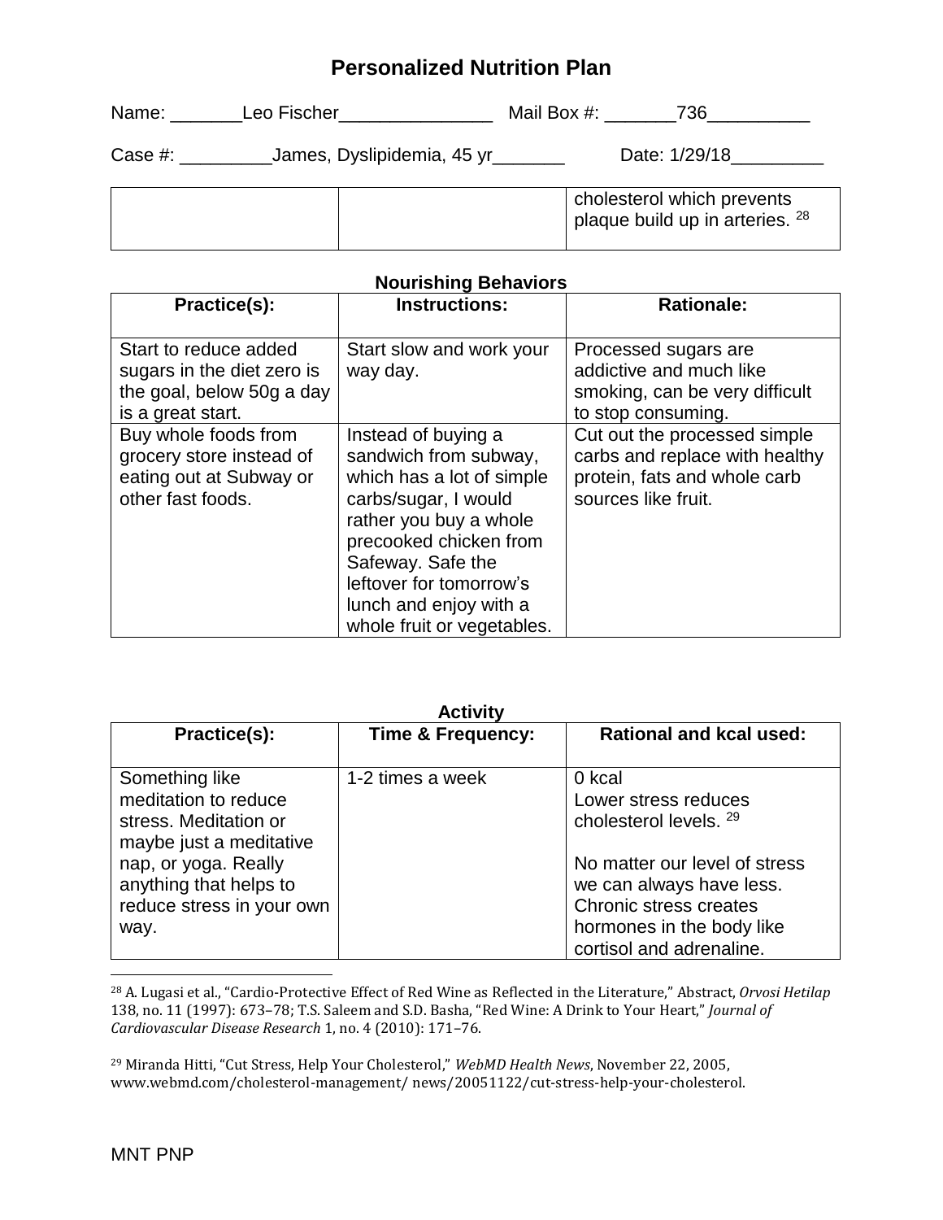# Personalized Nutrition Plan

Name: _______Leo Fischer_______________ Mail Box #: _______736__________

Case #: _________James, Dyslipidemia, 45 yr_______ Date: 1/29/18_________

| | | |
|---|---|---|
| | | cholesterol which prevents plaque build up in arteries. [28] |

**Nourishing Behaviors**

| Practice(s): | Instructions: | Rationale: |
|---|---|---|
| Start to reduce added sugars in the diet zero is the goal, below 50g a day is a great start. | Start slow and work your way day. | Processed sugars are addictive and much like smoking, can be very difficult to stop consuming. |
| Buy whole foods from grocery store instead of eating out at Subway or other fast foods. | Instead of buying a sandwich from subway, which has a lot of simple carbs/sugar, I would rather you buy a whole precooked chicken from Safeway. Safe the leftover for tomorrow's lunch and enjoy with a whole fruit or vegetables. | Cut out the processed simple carbs and replace with healthy protein, fats and whole carb sources like fruit. |

**Activity**

| Practice(s): | Time & Frequency: | Rational and kcal used: |
|---|---|---|
| Something like meditation to reduce stress. Meditation or maybe just a meditative nap, or yoga. Really anything that helps to reduce stress in your own way. | 1-2 times a week | 0 kcal<br>Lower stress reduces cholesterol levels. [29]<br><br>No matter our level of stress we can always have less. Chronic stress creates hormones in the body like cortisol and adrenaline. |

---

[28] A. Lugasi et al., "Cardio-Protective Effect of Red Wine as Reflected in the Literature," Abstract, *Orvosi Hetilap* 138, no. 11 (1997): 673–78; T.S. Saleem and S.D. Basha, "Red Wine: A Drink to Your Heart," *Journal of Cardiovascular Disease Research* 1, no. 4 (2010): 171–76.

[29] Miranda Hitti, "Cut Stress, Help Your Cholesterol," *WebMD Health News*, November 22, 2005, www.webmd.com/cholesterol-management/ news/20051122/cut-stress-help-your-cholesterol.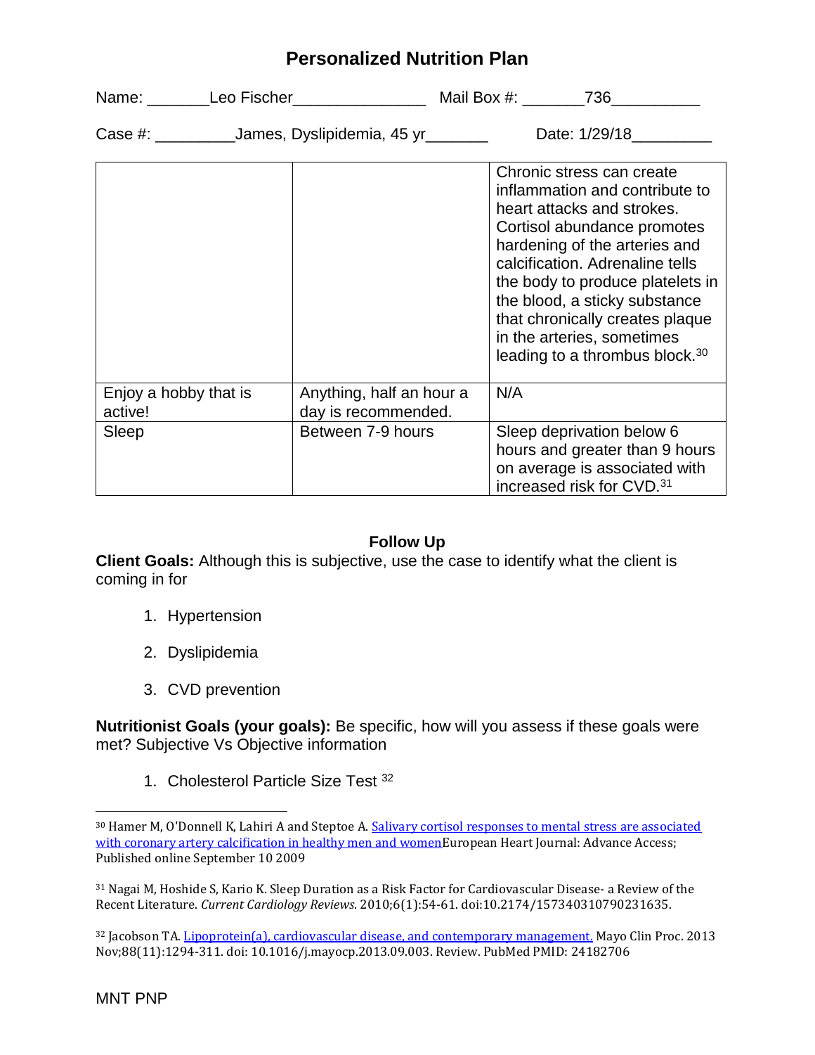# Personalized Nutrition Plan

Name: _______Leo Fischer_______________ Mail Box #: _______736__________

Case #: _________James, Dyslipidemia, 45 yr_______ Date: 1/29/18_________

| | | |
|---|---|---|
| | | Chronic stress can create inflammation and contribute to heart attacks and strokes. Cortisol abundance promotes hardening of the arteries and calcification. Adrenaline tells the body to produce platelets in the blood, a sticky substance that chronically creates plaque in the arteries, sometimes leading to a thrombus block.[30] |
| Enjoy a hobby that is active! | Anything, half an hour a day is recommended. | N/A |
| Sleep | Between 7-9 hours | Sleep deprivation below 6 hours and greater than 9 hours on average is associated with increased risk for CVD.[31] |

## Follow Up

**Client Goals:** Although this is subjective, use the case to identify what the client is coming in for

1. Hypertension
2. Dyslipidemia
3. CVD prevention

**Nutritionist Goals (your goals):** Be specific, how will you assess if these goals were met? Subjective Vs Objective information

1. Cholesterol Particle Size Test [32]

---

[30] Hamer M, O'Donnell K, Lahiri A and Steptoe A. Salivary cortisol responses to mental stress are associated with coronary artery calcification in healthy men and womenEuropean Heart Journal: Advance Access; Published online September 10 2009

[31] Nagai M, Hoshide S, Kario K. Sleep Duration as a Risk Factor for Cardiovascular Disease- a Review of the Recent Literature. *Current Cardiology Reviews*. 2010;6(1):54-61. doi:10.2174/157340310790231635.

[32] Jacobson TA. Lipoprotein(a), cardiovascular disease, and contemporary management. Mayo Clin Proc. 2013 Nov;88(11):1294-311. doi: 10.1016/j.mayocp.2013.09.003. Review. PubMed PMID: 24182706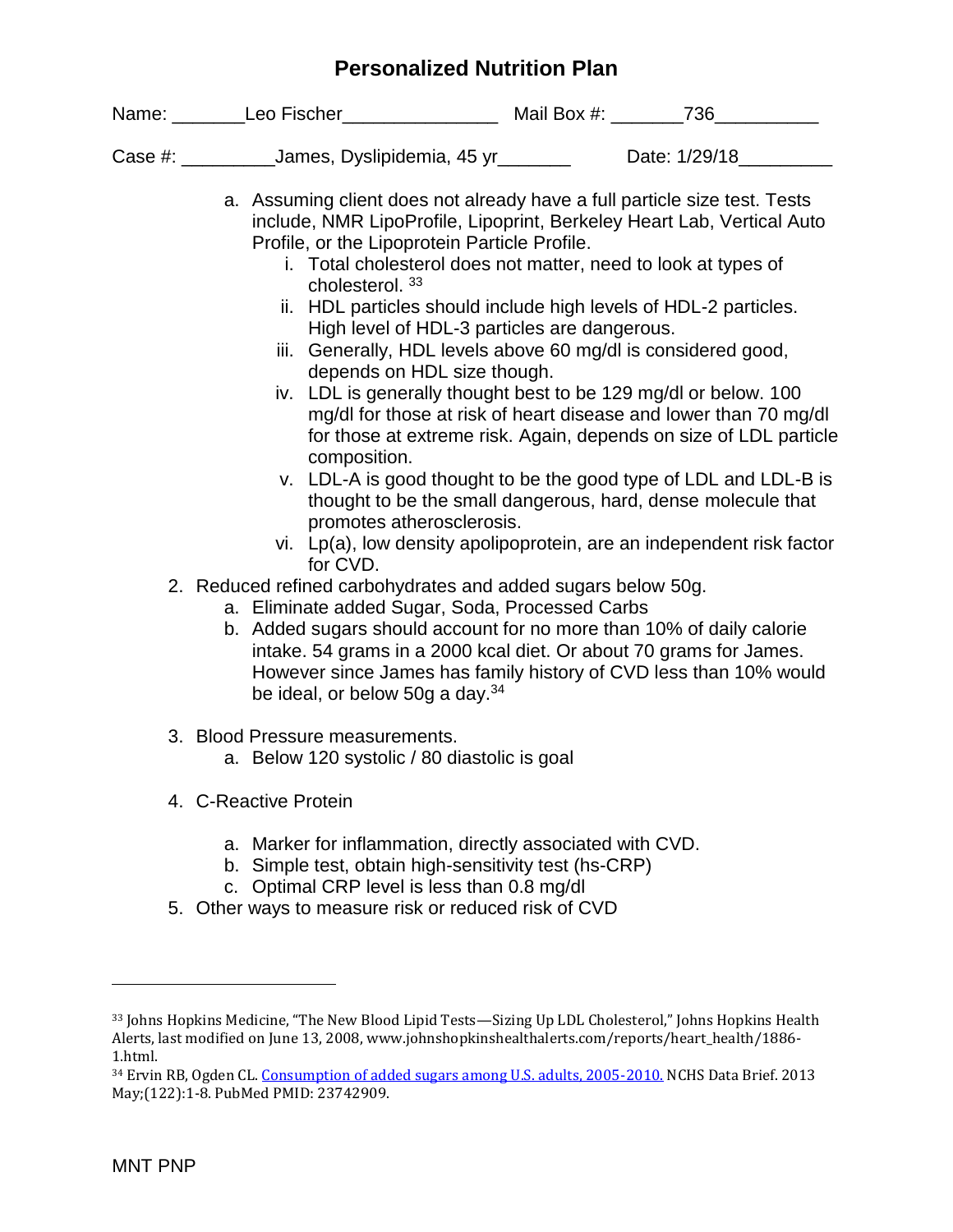# Personalized Nutrition Plan

Name: _______Leo Fischer_______________ Mail Box #: _______736__________

Case #: _________James, Dyslipidemia, 45 yr_______ Date: 1/29/18_________

a. Assuming client does not already have a full particle size test. Tests include, NMR LipoProfile, Lipoprint, Berkeley Heart Lab, Vertical Auto Profile, or the Lipoprotein Particle Profile.
    i. Total cholesterol does not matter, need to look at types of cholesterol. [33]
    ii. HDL particles should include high levels of HDL-2 particles. High level of HDL-3 particles are dangerous.
    iii. Generally, HDL levels above 60 mg/dl is considered good, depends on HDL size though.
    iv. LDL is generally thought best to be 129 mg/dl or below. 100 mg/dl for those at risk of heart disease and lower than 70 mg/dl for those at extreme risk. Again, depends on size of LDL particle composition.
    v. LDL-A is good thought to be the good type of LDL and LDL-B is thought to be the small dangerous, hard, dense molecule that promotes atherosclerosis.
    vi. Lp(a), low density apolipoprotein, are an independent risk factor for CVD.

2. Reduced refined carbohydrates and added sugars below 50g.
    a. Eliminate added Sugar, Soda, Processed Carbs
    b. Added sugars should account for no more than 10% of daily calorie intake. 54 grams in a 2000 kcal diet. Or about 70 grams for James. However since James has family history of CVD less than 10% would be ideal, or below 50g a day.[34]

3. Blood Pressure measurements.
    a. Below 120 systolic / 80 diastolic is goal

4. C-Reactive Protein

    a. Marker for inflammation, directly associated with CVD.
    b. Simple test, obtain high-sensitivity test (hs-CRP)
    c. Optimal CRP level is less than 0.8 mg/dl

5. Other ways to measure risk or reduced risk of CVD

---

[33] Johns Hopkins Medicine, "The New Blood Lipid Tests—Sizing Up LDL Cholesterol," Johns Hopkins Health Alerts, last modified on June 13, 2008, www.johnshopkinshealthalerts.com/reports/heart_health/1886-1.html.

[34] Ervin RB, Ogden CL. Consumption of added sugars among U.S. adults, 2005-2010. NCHS Data Brief. 2013 May;(122):1-8. PubMed PMID: 23742909.

MNT PNP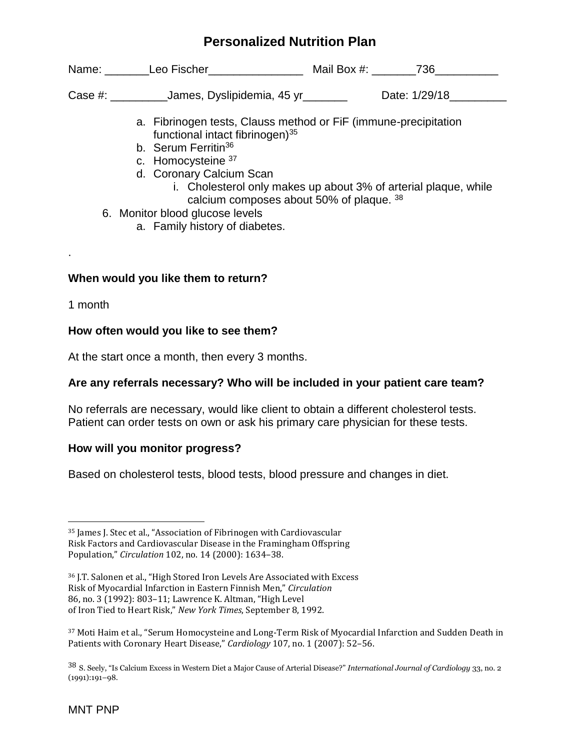# Personalized Nutrition Plan

Name: _______Leo Fischer_______________ Mail Box #: _______736__________

Case #: _________James, Dyslipidemia, 45 yr_______ Date: 1/29/18_________

a. Fibrinogen tests, Clauss method or FiF (immune-precipitation functional intact fibrinogen)[35]
b. Serum Ferritin[36]
c. Homocysteine [37]
d. Coronary Calcium Scan
    i. Cholesterol only makes up about 3% of arterial plaque, while calcium composes about 50% of plaque. [38]

6. Monitor blood glucose levels
    a. Family history of diabetes.

.

**When would you like them to return?**

1 month

**How often would you like to see them?**

At the start once a month, then every 3 months.

**Are any referrals necessary? Who will be included in your patient care team?**

No referrals are necessary, would like client to obtain a different cholesterol tests. Patient can order tests on own or ask his primary care physician for these tests.

**How will you monitor progress?**

Based on cholesterol tests, blood tests, blood pressure and changes in diet.

---

[35] James J. Stec et al., "Association of Fibrinogen with Cardiovascular Risk Factors and Cardiovascular Disease in the Framingham Offspring Population," *Circulation* 102, no. 14 (2000): 1634–38.

[36] J.T. Salonen et al., "High Stored Iron Levels Are Associated with Excess Risk of Myocardial Infarction in Eastern Finnish Men," *Circulation* 86, no. 3 (1992): 803–11; Lawrence K. Altman, "High Level of Iron Tied to Heart Risk," *New York Times*, September 8, 1992.

[37] Moti Haim et al., "Serum Homocysteine and Long-Term Risk of Myocardial Infarction and Sudden Death in Patients with Coronary Heart Disease," *Cardiology* 107, no. 1 (2007): 52–56.

[38] S. Seely, "Is Calcium Excess in Western Diet a Major Cause of Arterial Disease?" *International Journal of Cardiology* 33, no. 2 (1991):191–98.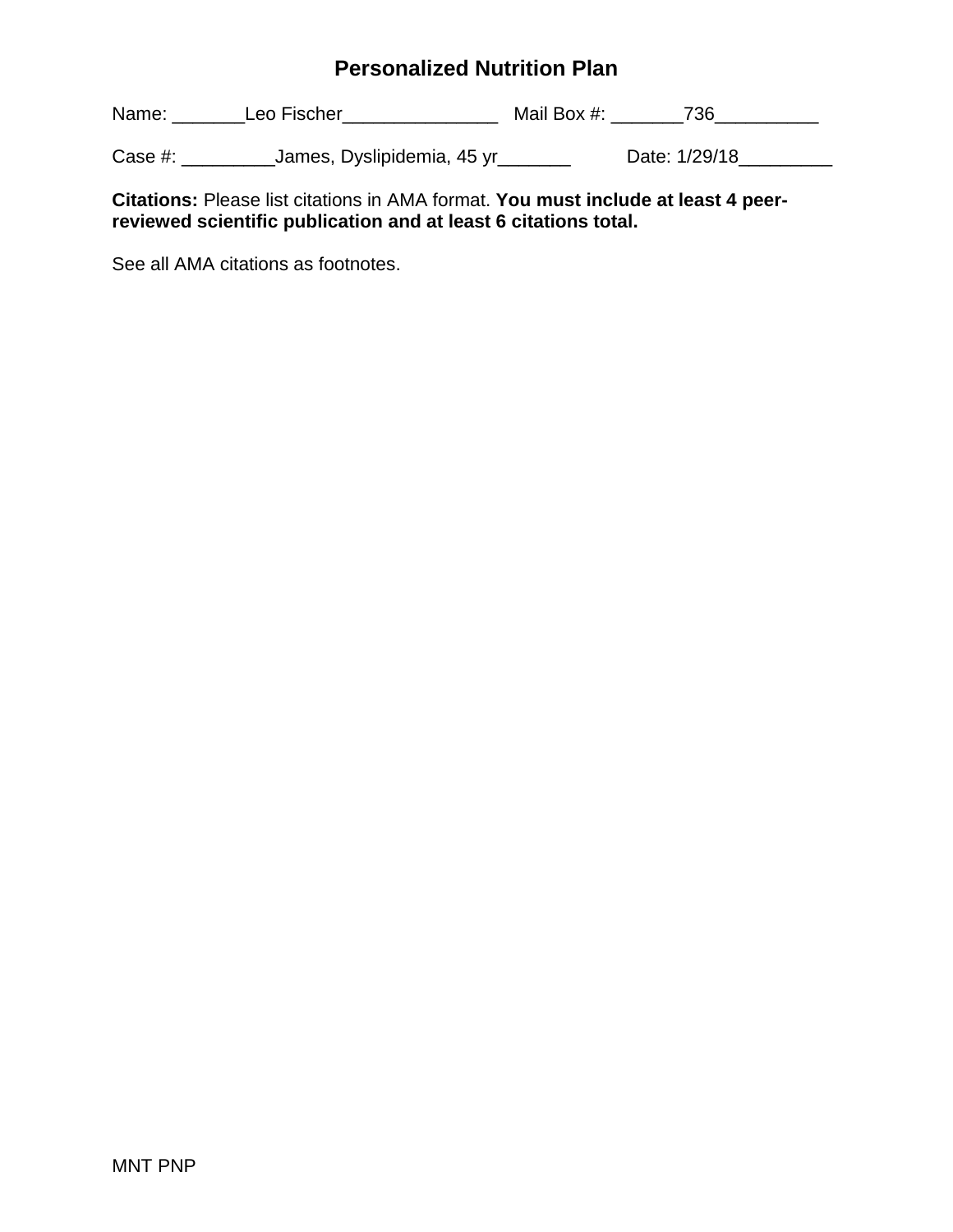# Personalized Nutrition Plan

Name: _______Leo Fischer_______________ Mail Box #: _______736__________

Case #: _________James, Dyslipidemia, 45 yr_______ Date: 1/29/18_________

**Citations:** Please list citations in AMA format. **You must include at least 4 peer-reviewed scientific publication and at least 6 citations total.**

See all AMA citations as footnotes.